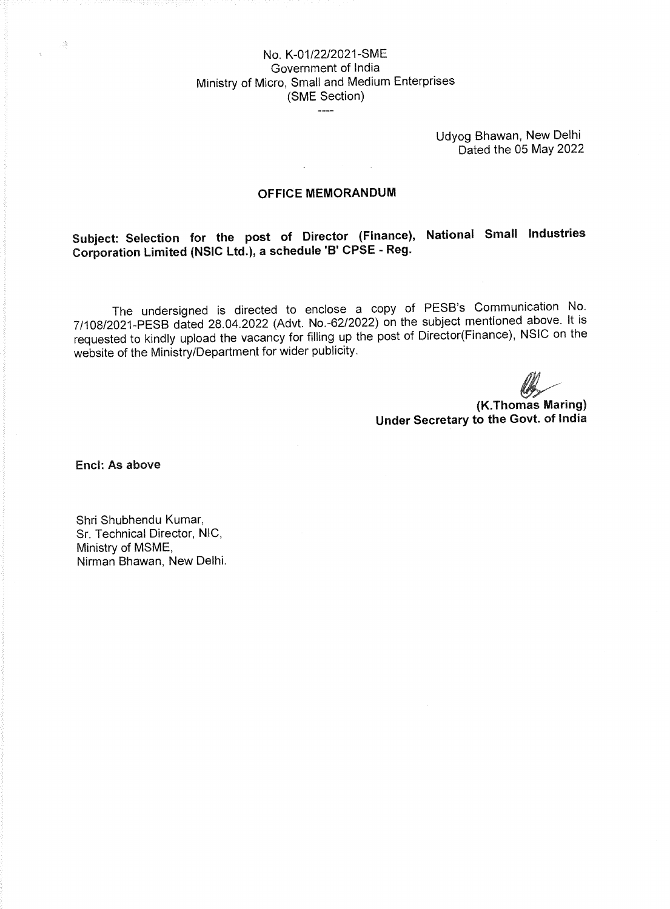No. K-01/22/2021-SME
Government of India
Ministry of Micro, Small and Medium Enterprises
(SME Section)

----

Udyog Bhawan, New Delhi
Dated the 05 May 2022

## OFFICE MEMORANDUM

**Subject: Selection for the post of Director (Finance), National Small Industries Corporation Limited (NSIC Ltd.), a schedule 'B' CPSE - Reg.**

The undersigned is directed to enclose a copy of PESB's Communication No. 7/108/2021-PESB dated 28.04.2022 (Advt. No.-62/2022) on the subject mentioned above. It is requested to kindly upload the vacancy for filling up the post of Director(Finance), NSIC on the website of the Ministry/Department for wider publicity.

**(K.Thomas Maring)**
**Under Secretary to the Govt. of India**

**Encl: As above**

Shri Shubhendu Kumar,
Sr. Technical Director, NIC,
Ministry of MSME,
Nirman Bhawan, New Delhi.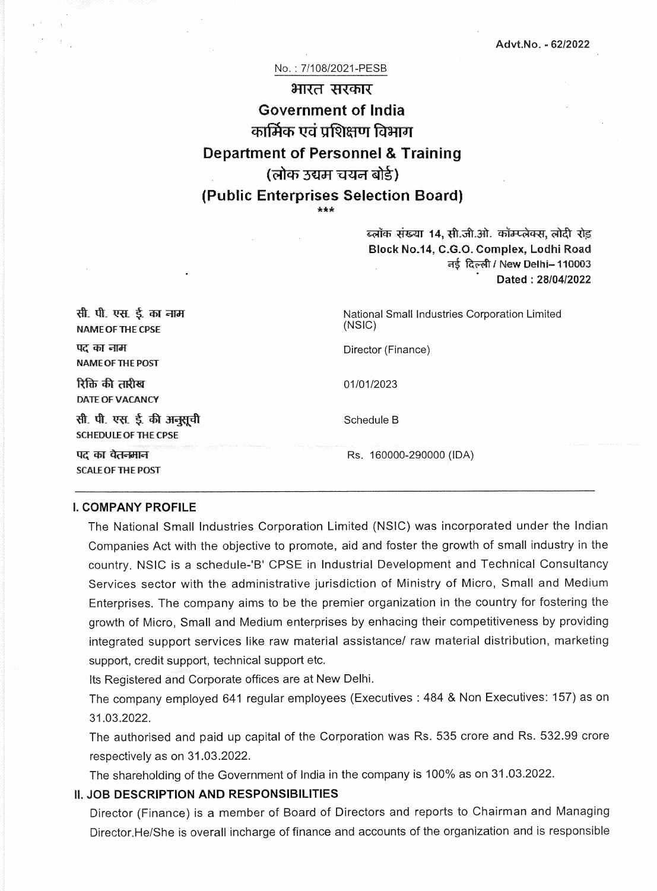Advt.No. - 62/2022

No. : 7/108/2021-PESB

# भारत सरकार
# Government of India
# कार्मिक एवं प्रशिक्षण विभाग
# Department of Personnel & Training
# (लोक उद्यम चयन बोर्ड)
# (Public Enterprises Selection Board)

\*\*\*

ब्लॉक संख्या 14, सी.जी.ओ. कॉम्प्लेक्स, लोदी रोड
**Block No.14, C.G.O. Complex, Lodhi Road**
नई दिल्ली / New Delhi– 110003
**Dated : 28/04/2022**

| | |
|---|---|
| सी. पी. एस. ई. का नाम<br>NAME OF THE CPSE | National Small Industries Corporation Limited (NSIC) |
| पद का नाम<br>NAME OF THE POST | Director (Finance) |
| रिक्ति की तारीख<br>DATE OF VACANCY | 01/01/2023 |
| सी. पी. एस. ई. की अनुसूची<br>SCHEDULE OF THE CPSE | Schedule B |
| पद का वेतनमान<br>SCALE OF THE POST | Rs. 160000-290000 (IDA) |

## I. COMPANY PROFILE

The National Small Industries Corporation Limited (NSIC) was incorporated under the Indian Companies Act with the objective to promote, aid and foster the growth of small industry in the country. NSIC is a schedule-'B' CPSE in Industrial Development and Technical Consultancy Services sector with the administrative jurisdiction of Ministry of Micro, Small and Medium Enterprises. The company aims to be the premier organization in the country for fostering the growth of Micro, Small and Medium enterprises by enhacing their competitiveness by providing integrated support services like raw material assistance/ raw material distribution, marketing support, credit support, technical support etc.

Its Registered and Corporate offices are at New Delhi.

The company employed 641 regular employees (Executives : 484 & Non Executives: 157) as on 31.03.2022.

The authorised and paid up capital of the Corporation was Rs. 535 crore and Rs. 532.99 crore respectively as on 31.03.2022.

The shareholding of the Government of India in the company is 100% as on 31.03.2022.

## II. JOB DESCRIPTION AND RESPONSIBILITIES

Director (Finance) is a member of Board of Directors and reports to Chairman and Managing Director.He/She is overall incharge of finance and accounts of the organization and is responsible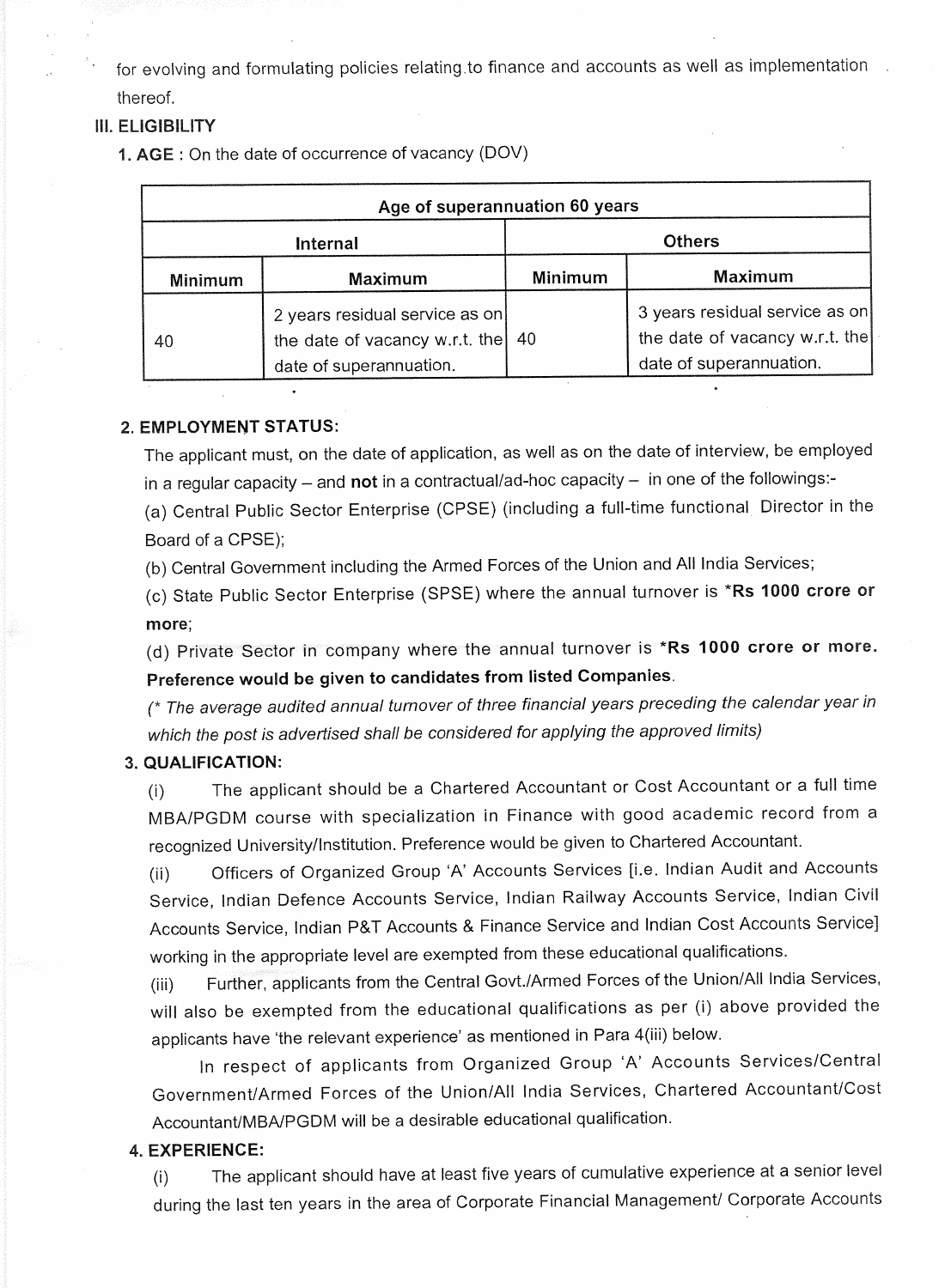for evolving and formulating policies relating to finance and accounts as well as implementation thereof.

## III. ELIGIBILITY

**1. AGE** : On the date of occurrence of vacancy (DOV)

| Age of superannuation 60 years | | | |
|---|---|---|---|
| **Internal** | | **Others** | |
| **Minimum** | **Maximum** | **Minimum** | **Maximum** |
| 40 | 2 years residual service as on the date of vacancy w.r.t. the date of superannuation. | 40 | 3 years residual service as on the date of vacancy w.r.t. the date of superannuation. |

**2. EMPLOYMENT STATUS:**

The applicant must, on the date of application, as well as on the date of interview, be employed in a regular capacity – and **not** in a contractual/ad-hoc capacity – in one of the followings:-

(a) Central Public Sector Enterprise (CPSE) (including a full-time functional Director in the Board of a CPSE);

(b) Central Government including the Armed Forces of the Union and All India Services;

(c) State Public Sector Enterprise (SPSE) where the annual turnover is ***Rs 1000 crore or more**;

(d) Private Sector in company where the annual turnover is ***Rs 1000 crore or more. Preference would be given to candidates from listed Companies**.

*(* The average audited annual turnover of three financial years preceding the calendar year in which the post is advertised shall be considered for applying the approved limits)*

**3. QUALIFICATION:**

(i) The applicant should be a Chartered Accountant or Cost Accountant or a full time MBA/PGDM course with specialization in Finance with good academic record from a recognized University/Institution. Preference would be given to Chartered Accountant.

(ii) Officers of Organized Group 'A' Accounts Services [i.e. Indian Audit and Accounts Service, Indian Defence Accounts Service, Indian Railway Accounts Service, Indian Civil Accounts Service, Indian P&T Accounts & Finance Service and Indian Cost Accounts Service] working in the appropriate level are exempted from these educational qualifications.

(iii) Further, applicants from the Central Govt./Armed Forces of the Union/All India Services, will also be exempted from the educational qualifications as per (i) above provided the applicants have 'the relevant experience' as mentioned in Para 4(iii) below.

In respect of applicants from Organized Group 'A' Accounts Services/Central Government/Armed Forces of the Union/All India Services, Chartered Accountant/Cost Accountant/MBA/PGDM will be a desirable educational qualification.

**4. EXPERIENCE:**

(i) The applicant should have at least five years of cumulative experience at a senior level during the last ten years in the area of Corporate Financial Management/ Corporate Accounts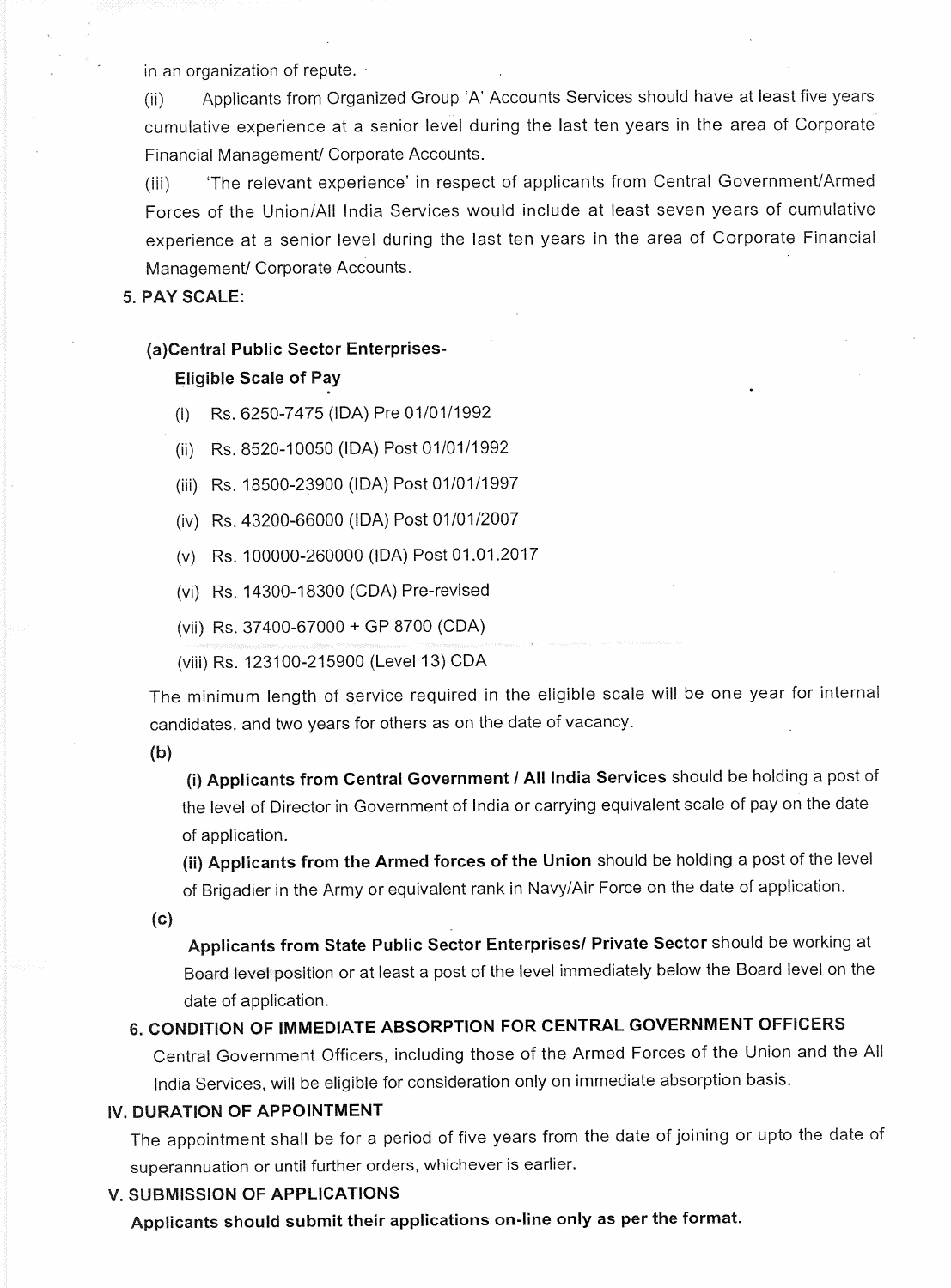in an organization of repute.

(ii) Applicants from Organized Group 'A' Accounts Services should have at least five years cumulative experience at a senior level during the last ten years in the area of Corporate Financial Management/ Corporate Accounts.

(iii) 'The relevant experience' in respect of applicants from Central Government/Armed Forces of the Union/All India Services would include at least seven years of cumulative experience at a senior level during the last ten years in the area of Corporate Financial Management/ Corporate Accounts.

**5. PAY SCALE:**

**(a)Central Public Sector Enterprises-**
**Eligible Scale of Pay**

(i) Rs. 6250-7475 (IDA) Pre 01/01/1992

(ii) Rs. 8520-10050 (IDA) Post 01/01/1992

(iii) Rs. 18500-23900 (IDA) Post 01/01/1997

(iv) Rs. 43200-66000 (IDA) Post 01/01/2007

(v) Rs. 100000-260000 (IDA) Post 01.01.2017

(vi) Rs. 14300-18300 (CDA) Pre-revised

(vii) Rs. 37400-67000 + GP 8700 (CDA)

(viii) Rs. 123100-215900 (Level 13) CDA

The minimum length of service required in the eligible scale will be one year for internal candidates, and two years for others as on the date of vacancy.

**(b)**

**(i) Applicants from Central Government / All India Services** should be holding a post of the level of Director in Government of India or carrying equivalent scale of pay on the date of application.

**(ii) Applicants from the Armed forces of the Union** should be holding a post of the level of Brigadier in the Army or equivalent rank in Navy/Air Force on the date of application.

**(c)**

**Applicants from State Public Sector Enterprises/ Private Sector** should be working at Board level position or at least a post of the level immediately below the Board level on the date of application.

**6. CONDITION OF IMMEDIATE ABSORPTION FOR CENTRAL GOVERNMENT OFFICERS**

Central Government Officers, including those of the Armed Forces of the Union and the All India Services, will be eligible for consideration only on immediate absorption basis.

## IV. DURATION OF APPOINTMENT

The appointment shall be for a period of five years from the date of joining or upto the date of superannuation or until further orders, whichever is earlier.

## V. SUBMISSION OF APPLICATIONS

**Applicants should submit their applications on-line only as per the format.**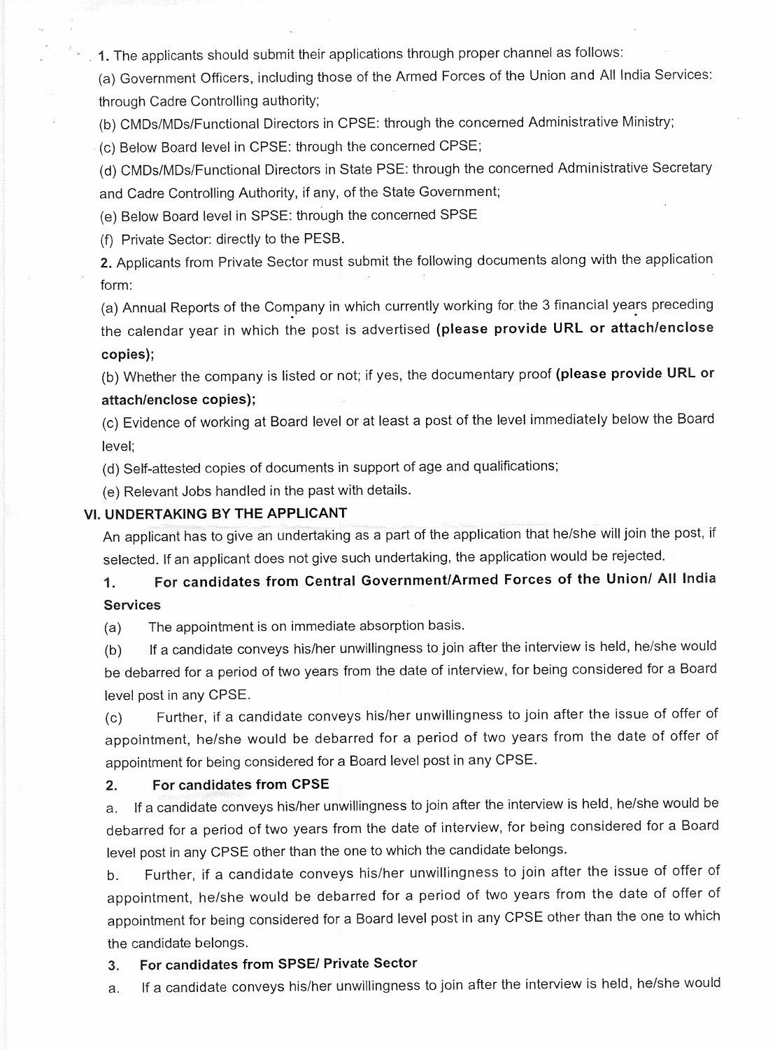1. The applicants should submit their applications through proper channel as follows:

(a) Government Officers, including those of the Armed Forces of the Union and All India Services: through Cadre Controlling authority;

(b) CMDs/MDs/Functional Directors in CPSE: through the concerned Administrative Ministry;

(c) Below Board level in CPSE: through the concerned CPSE;

(d) CMDs/MDs/Functional Directors in State PSE: through the concerned Administrative Secretary and Cadre Controlling Authority, if any, of the State Government;

(e) Below Board level in SPSE: through the concerned SPSE

(f) Private Sector: directly to the PESB.

2. Applicants from Private Sector must submit the following documents along with the application form:

(a) Annual Reports of the Company in which currently working for the 3 financial years preceding the calendar year in which the post is advertised **(please provide URL or attach/enclose copies);**

(b) Whether the company is listed or not; if yes, the documentary proof **(please provide URL or attach/enclose copies);**

(c) Evidence of working at Board level or at least a post of the level immediately below the Board level;

(d) Self-attested copies of documents in support of age and qualifications;

(e) Relevant Jobs handled in the past with details.

## VI. UNDERTAKING BY THE APPLICANT

An applicant has to give an undertaking as a part of the application that he/she will join the post, if selected. If an applicant does not give such undertaking, the application would be rejected.

### 1. For candidates from Central Government/Armed Forces of the Union/ All India Services

(a) The appointment is on immediate absorption basis.

(b) If a candidate conveys his/her unwillingness to join after the interview is held, he/she would be debarred for a period of two years from the date of interview, for being considered for a Board level post in any CPSE.

(c) Further, if a candidate conveys his/her unwillingness to join after the issue of offer of appointment, he/she would be debarred for a period of two years from the date of offer of appointment for being considered for a Board level post in any CPSE.

### 2. For candidates from CPSE

a. If a candidate conveys his/her unwillingness to join after the interview is held, he/she would be debarred for a period of two years from the date of interview, for being considered for a Board level post in any CPSE other than the one to which the candidate belongs.

b. Further, if a candidate conveys his/her unwillingness to join after the issue of offer of appointment, he/she would be debarred for a period of two years from the date of offer of appointment for being considered for a Board level post in any CPSE other than the one to which the candidate belongs.

### 3. For candidates from SPSE/ Private Sector

a. If a candidate conveys his/her unwillingness to join after the interview is held, he/she would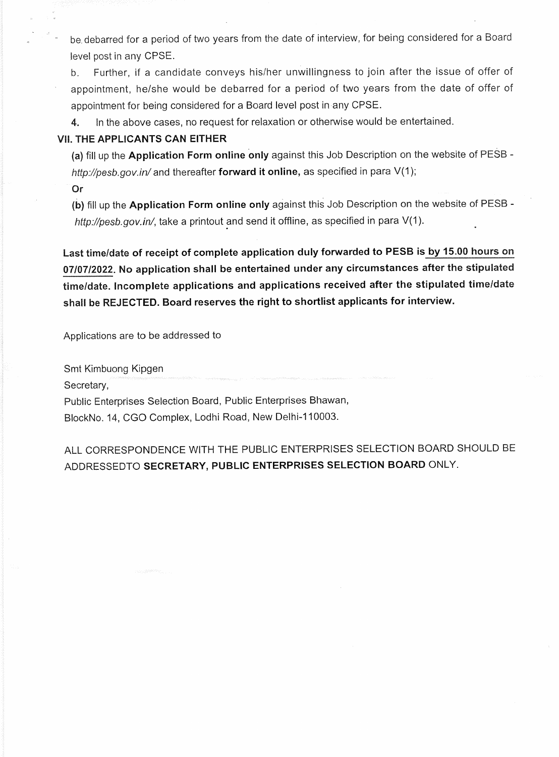be debarred for a period of two years from the date of interview, for being considered for a Board level post in any CPSE.

b. Further, if a candidate conveys his/her unwillingness to join after the issue of offer of appointment, he/she would be debarred for a period of two years from the date of offer of appointment for being considered for a Board level post in any CPSE.

4. In the above cases, no request for relaxation or otherwise would be entertained.

### VII. THE APPLICANTS CAN EITHER

(a) fill up the **Application Form online only** against this Job Description on the website of PESB - *http://pesb.gov.in/* and thereafter **forward it online,** as specified in para V(1);

**Or**

(b) fill up the **Application Form online only** against this Job Description on the website of PESB - *http://pesb.gov.in/*, take a printout and send it offline, as specified in para V(1).

**Last time/date of receipt of complete application duly forwarded to PESB is by 15.00 hours on 07/07/2022. No application shall be entertained under any circumstances after the stipulated time/date. Incomplete applications and applications received after the stipulated time/date shall be REJECTED. Board reserves the right to shortlist applicants for interview.**

Applications are to be addressed to

Smt Kimbuong Kipgen
Secretary,
Public Enterprises Selection Board, Public Enterprises Bhawan,
BlockNo. 14, CGO Complex, Lodhi Road, New Delhi-110003.

ALL CORRESPONDENCE WITH THE PUBLIC ENTERPRISES SELECTION BOARD SHOULD BE ADDRESSEDTO **SECRETARY, PUBLIC ENTERPRISES SELECTION BOARD** ONLY.